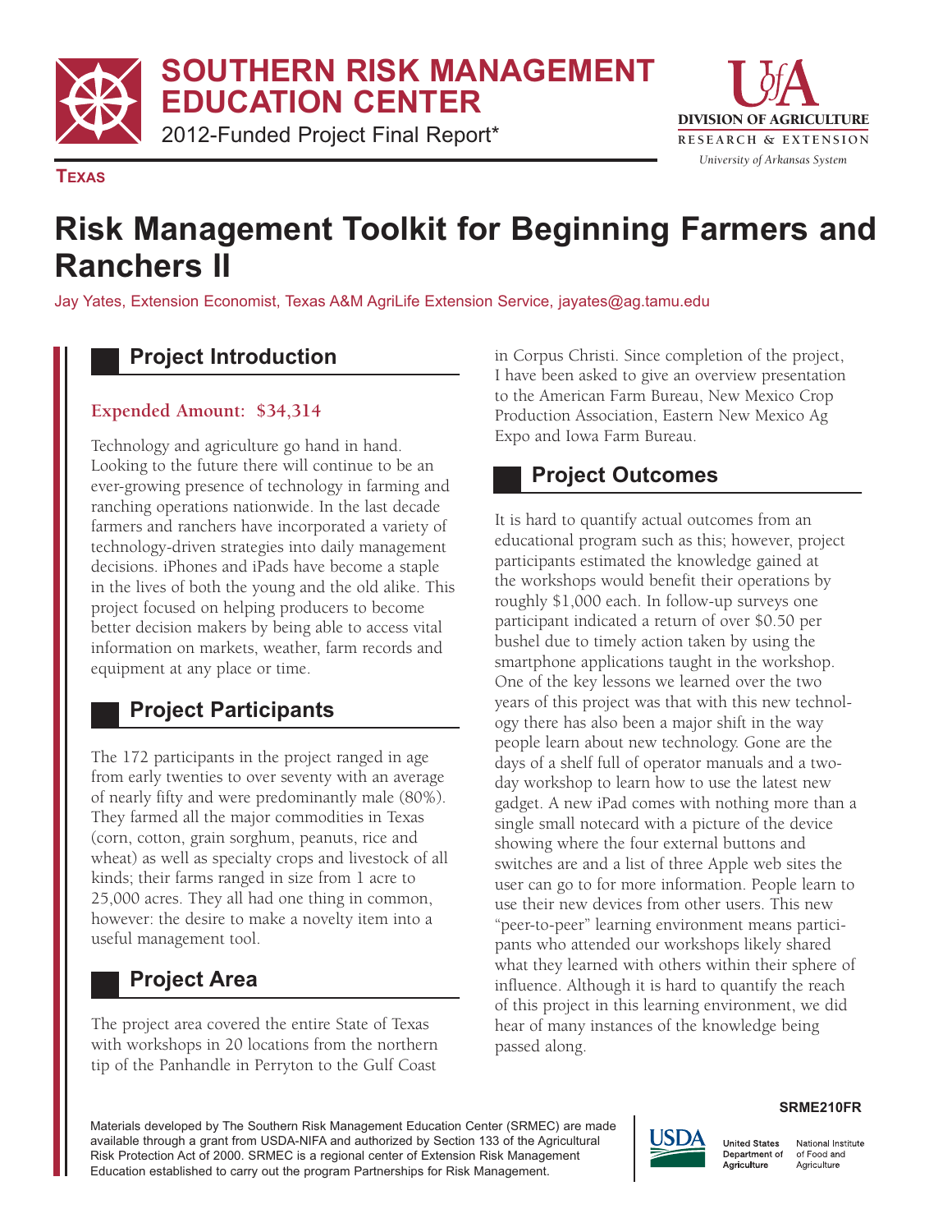# SOUTHERN RISK MANAGEMENT EDUCATION CENTER

2012-Funded Project Final Report*

**TEXAS**

# Risk Management Toolkit for Beginning Farmers and Ranchers II

Jay Yates, Extension Economist, Texas A&M AgriLife Extension Service, jayates@ag.tamu.edu

## Project Introduction

**Expended Amount: $34,314**

Technology and agriculture go hand in hand. Looking to the future there will continue to be an ever-growing presence of technology in farming and ranching operations nationwide. In the last decade farmers and ranchers have incorporated a variety of technology-driven strategies into daily management decisions. iPhones and iPads have become a staple in the lives of both the young and the old alike. This project focused on helping producers to become better decision makers by being able to access vital information on markets, weather, farm records and equipment at any place or time.

## Project Participants

The 172 participants in the project ranged in age from early twenties to over seventy with an average of nearly fifty and were predominantly male (80%). They farmed all the major commodities in Texas (corn, cotton, grain sorghum, peanuts, rice and wheat) as well as specialty crops and livestock of all kinds; their farms ranged in size from 1 acre to 25,000 acres. They all had one thing in common, however: the desire to make a novelty item into a useful management tool.

## Project Area

The project area covered the entire State of Texas with workshops in 20 locations from the northern tip of the Panhandle in Perryton to the Gulf Coast in Corpus Christi. Since completion of the project, I have been asked to give an overview presentation to the American Farm Bureau, New Mexico Crop Production Association, Eastern New Mexico Ag Expo and Iowa Farm Bureau.

## Project Outcomes

It is hard to quantify actual outcomes from an educational program such as this; however, project participants estimated the knowledge gained at the workshops would benefit their operations by roughly $1,000 each. In follow-up surveys one participant indicated a return of over $0.50 per bushel due to timely action taken by using the smartphone applications taught in the workshop. One of the key lessons we learned over the two years of this project was that with this new technology there has also been a major shift in the way people learn about new technology. Gone are the days of a shelf full of operator manuals and a two-day workshop to learn how to use the latest new gadget. A new iPad comes with nothing more than a single small notecard with a picture of the device showing where the four external buttons and switches are and a list of three Apple web sites the user can go to for more information. People learn to use their new devices from other users. This new "peer-to-peer" learning environment means participants who attended our workshops likely shared what they learned with others within their sphere of influence. Although it is hard to quantify the reach of this project in this learning environment, we did hear of many instances of the knowledge being passed along.

SRME210FR

Materials developed by The Southern Risk Management Education Center (SRMEC) are made available through a grant from USDA-NIFA and authorized by Section 133 of the Agricultural Risk Protection Act of 2000. SRMEC is a regional center of Extension Risk Management Education established to carry out the program Partnerships for Risk Management.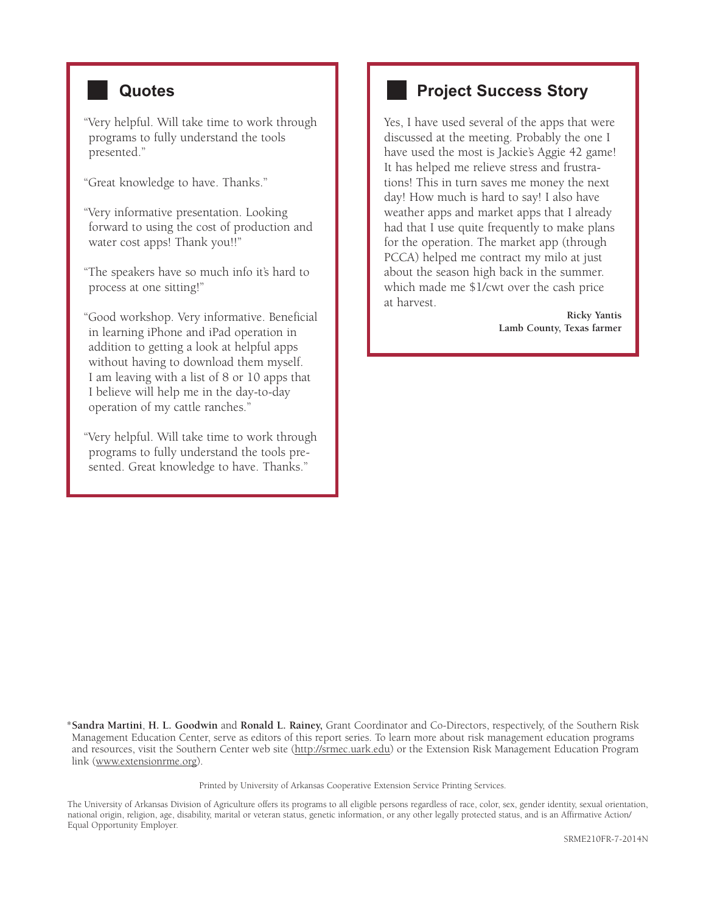## Quotes

"Very helpful. Will take time to work through programs to fully understand the tools presented."

"Great knowledge to have. Thanks."

"Very informative presentation. Looking forward to using the cost of production and water cost apps! Thank you!!"

"The speakers have so much info it's hard to process at one sitting!"

"Good workshop. Very informative. Beneficial in learning iPhone and iPad operation in addition to getting a look at helpful apps without having to download them myself. I am leaving with a list of 8 or 10 apps that I believe will help me in the day-to-day operation of my cattle ranches."

"Very helpful. Will take time to work through programs to fully understand the tools presented. Great knowledge to have. Thanks."

## Project Success Story

Yes, I have used several of the apps that were discussed at the meeting. Probably the one I have used the most is Jackie's Aggie 42 game! It has helped me relieve stress and frustrations! This in turn saves me money the next day! How much is hard to say! I also have weather apps and market apps that I already had that I use quite frequently to make plans for the operation. The market app (through PCCA) helped me contract my milo at just about the season high back in the summer. which made me $1/cwt over the cash price at harvest.

**Ricky Yantis**
**Lamb County, Texas farmer**

*__Sandra Martini__, __H. L. Goodwin__ and __Ronald L. Rainey,__ Grant Coordinator and Co-Directors, respectively, of the Southern Risk Management Education Center, serve as editors of this report series. To learn more about risk management education programs and resources, visit the Southern Center web site (http://srmec.uark.edu) or the Extension Risk Management Education Program link (www.extensionrme.org).

Printed by University of Arkansas Cooperative Extension Service Printing Services.

The University of Arkansas Division of Agriculture offers its programs to all eligible persons regardless of race, color, sex, gender identity, sexual orientation, national origin, religion, age, disability, marital or veteran status, genetic information, or any other legally protected status, and is an Affirmative Action/Equal Opportunity Employer.

SRME210FR-7-2014N